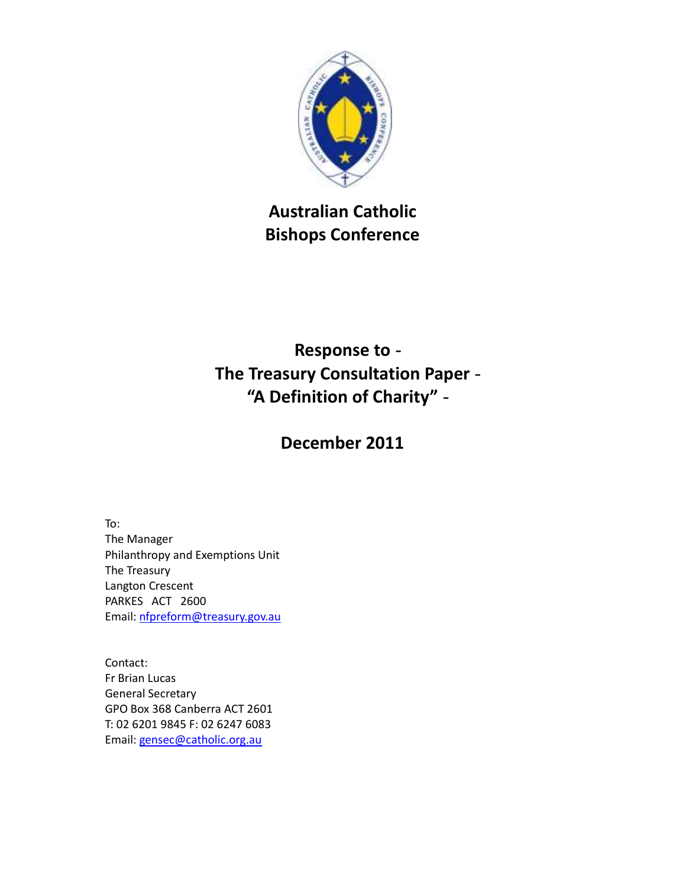# Australian Catholic Bishops Conference

## Response to - The Treasury Consultation Paper - "A Definition of Charity" -

## December 2011

To:
The Manager
Philanthropy and Exemptions Unit
The Treasury
Langton Crescent
PARKES ACT 2600
Email: nfpreform@treasury.gov.au

Contact:
Fr Brian Lucas
General Secretary
GPO Box 368 Canberra ACT 2601
T: 02 6201 9845 F: 02 6247 6083
Email: gensec@catholic.org.au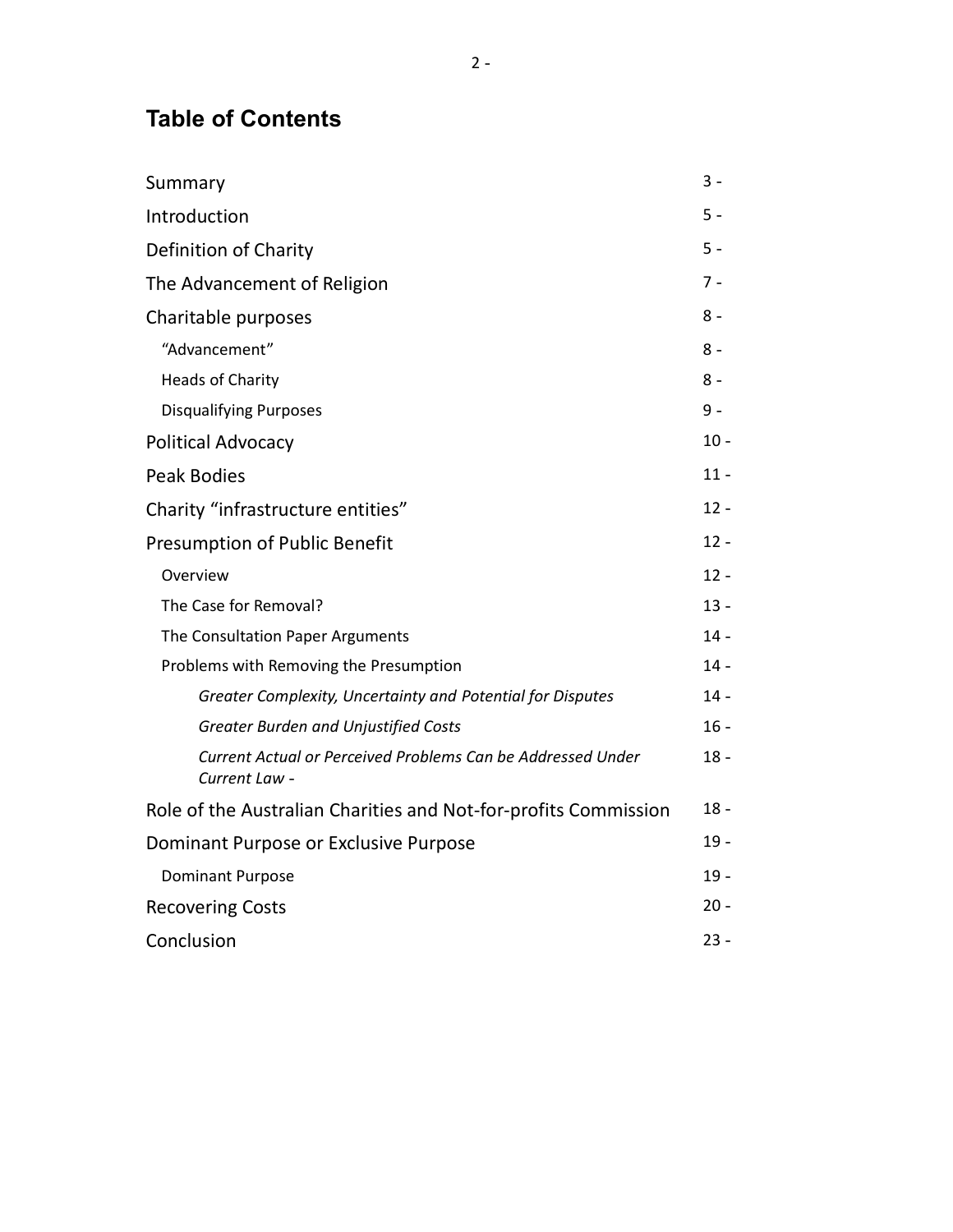# Table of Contents

| | |
|---|---|
| Summary | 3 - |
| Introduction | 5 - |
| Definition of Charity | 5 - |
| The Advancement of Religion | 7 - |
| Charitable purposes | 8 - |
| &nbsp;&nbsp;"Advancement" | 8 - |
| &nbsp;&nbsp;Heads of Charity | 8 - |
| &nbsp;&nbsp;Disqualifying Purposes | 9 - |
| Political Advocacy | 10 - |
| Peak Bodies | 11 - |
| Charity "infrastructure entities" | 12 - |
| Presumption of Public Benefit | 12 - |
| &nbsp;&nbsp;Overview | 12 - |
| &nbsp;&nbsp;The Case for Removal? | 13 - |
| &nbsp;&nbsp;The Consultation Paper Arguments | 14 - |
| &nbsp;&nbsp;Problems with Removing the Presumption | 14 - |
| &nbsp;&nbsp;&nbsp;&nbsp;*Greater Complexity, Uncertainty and Potential for Disputes* | 14 - |
| &nbsp;&nbsp;&nbsp;&nbsp;*Greater Burden and Unjustified Costs* | 16 - |
| &nbsp;&nbsp;&nbsp;&nbsp;*Current Actual or Perceived Problems Can be Addressed Under Current Law -* | 18 - |
| Role of the Australian Charities and Not-for-profits Commission | 18 - |
| Dominant Purpose or Exclusive Purpose | 19 - |
| &nbsp;&nbsp;Dominant Purpose | 19 - |
| Recovering Costs | 20 - |
| Conclusion | 23 - |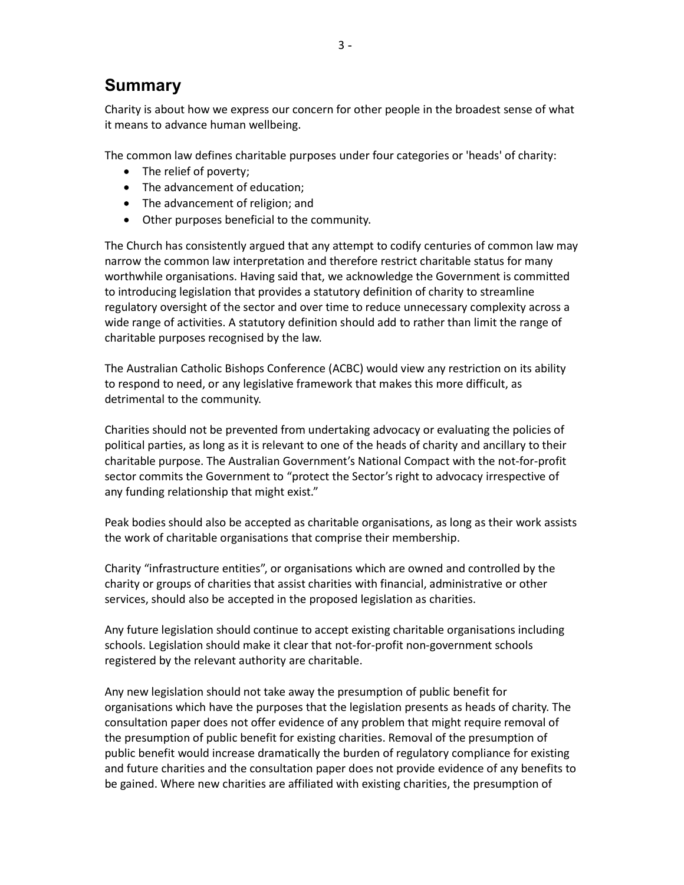## Summary

Charity is about how we express our concern for other people in the broadest sense of what it means to advance human wellbeing.

The common law defines charitable purposes under four categories or 'heads' of charity:

- The relief of poverty;
- The advancement of education;
- The advancement of religion; and
- Other purposes beneficial to the community.

The Church has consistently argued that any attempt to codify centuries of common law may narrow the common law interpretation and therefore restrict charitable status for many worthwhile organisations. Having said that, we acknowledge the Government is committed to introducing legislation that provides a statutory definition of charity to streamline regulatory oversight of the sector and over time to reduce unnecessary complexity across a wide range of activities. A statutory definition should add to rather than limit the range of charitable purposes recognised by the law.

The Australian Catholic Bishops Conference (ACBC) would view any restriction on its ability to respond to need, or any legislative framework that makes this more difficult, as detrimental to the community.

Charities should not be prevented from undertaking advocacy or evaluating the policies of political parties, as long as it is relevant to one of the heads of charity and ancillary to their charitable purpose. The Australian Government's National Compact with the not-for-profit sector commits the Government to "protect the Sector's right to advocacy irrespective of any funding relationship that might exist."

Peak bodies should also be accepted as charitable organisations, as long as their work assists the work of charitable organisations that comprise their membership.

Charity "infrastructure entities", or organisations which are owned and controlled by the charity or groups of charities that assist charities with financial, administrative or other services, should also be accepted in the proposed legislation as charities.

Any future legislation should continue to accept existing charitable organisations including schools. Legislation should make it clear that not-for-profit non-government schools registered by the relevant authority are charitable.

Any new legislation should not take away the presumption of public benefit for organisations which have the purposes that the legislation presents as heads of charity. The consultation paper does not offer evidence of any problem that might require removal of the presumption of public benefit for existing charities. Removal of the presumption of public benefit would increase dramatically the burden of regulatory compliance for existing and future charities and the consultation paper does not provide evidence of any benefits to be gained. Where new charities are affiliated with existing charities, the presumption of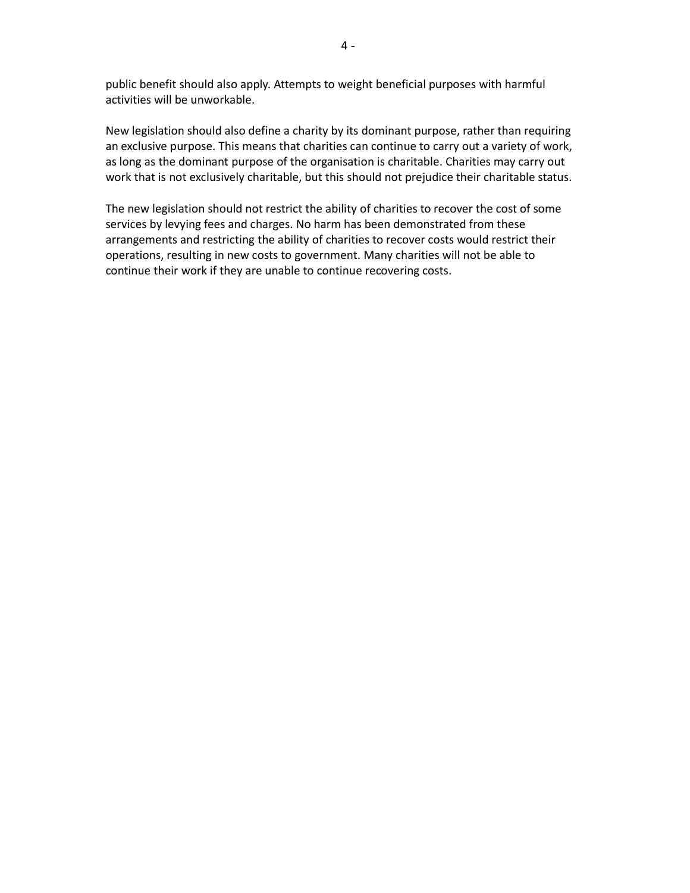public benefit should also apply. Attempts to weight beneficial purposes with harmful activities will be unworkable.

New legislation should also define a charity by its dominant purpose, rather than requiring an exclusive purpose. This means that charities can continue to carry out a variety of work, as long as the dominant purpose of the organisation is charitable. Charities may carry out work that is not exclusively charitable, but this should not prejudice their charitable status.

The new legislation should not restrict the ability of charities to recover the cost of some services by levying fees and charges. No harm has been demonstrated from these arrangements and restricting the ability of charities to recover costs would restrict their operations, resulting in new costs to government. Many charities will not be able to continue their work if they are unable to continue recovering costs.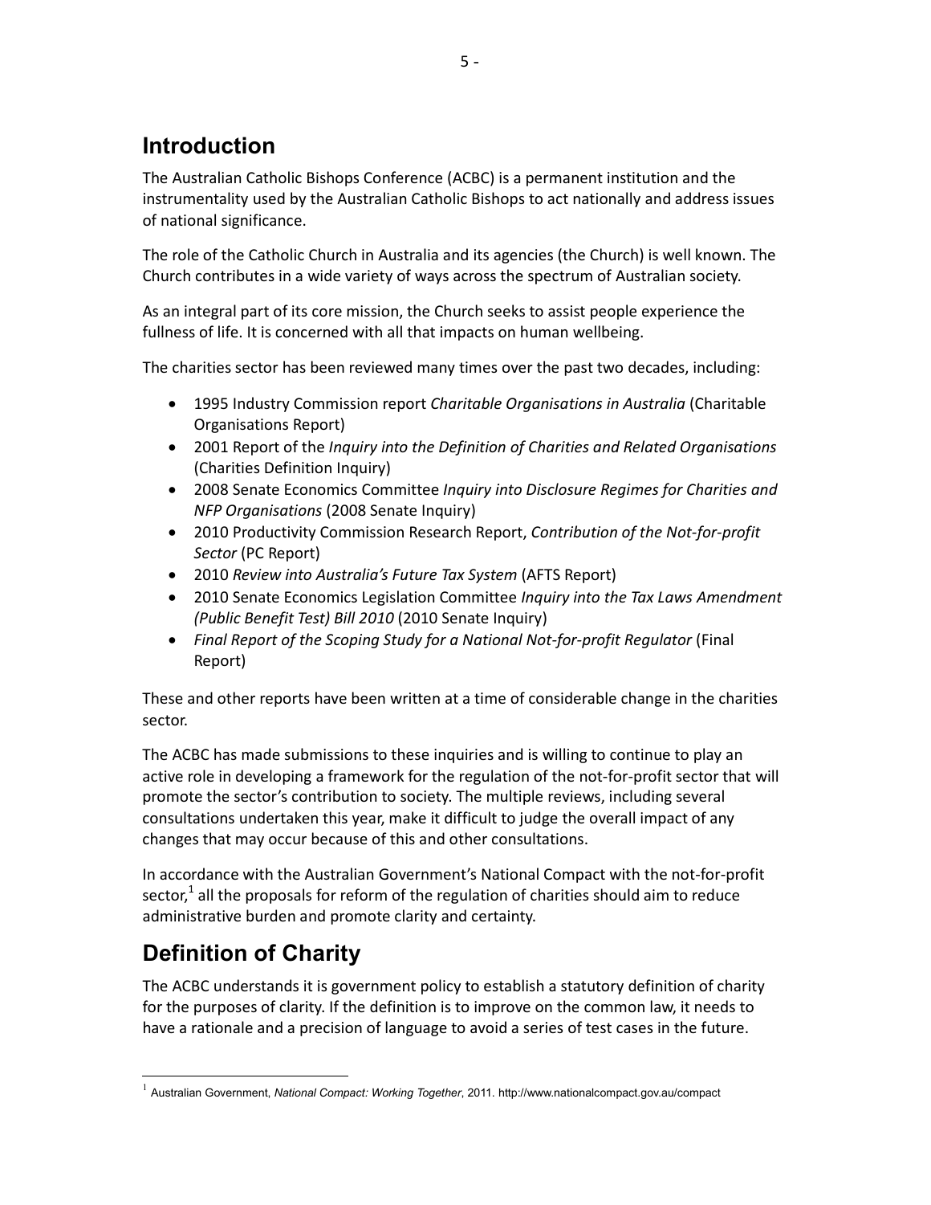## Introduction

The Australian Catholic Bishops Conference (ACBC) is a permanent institution and the instrumentality used by the Australian Catholic Bishops to act nationally and address issues of national significance.

The role of the Catholic Church in Australia and its agencies (the Church) is well known. The Church contributes in a wide variety of ways across the spectrum of Australian society.

As an integral part of its core mission, the Church seeks to assist people experience the fullness of life. It is concerned with all that impacts on human wellbeing.

The charities sector has been reviewed many times over the past two decades, including:

- 1995 Industry Commission report *Charitable Organisations in Australia* (Charitable Organisations Report)
- 2001 Report of the *Inquiry into the Definition of Charities and Related Organisations* (Charities Definition Inquiry)
- 2008 Senate Economics Committee *Inquiry into Disclosure Regimes for Charities and NFP Organisations* (2008 Senate Inquiry)
- 2010 Productivity Commission Research Report, *Contribution of the Not-for-profit Sector* (PC Report)
- 2010 *Review into Australia's Future Tax System* (AFTS Report)
- 2010 Senate Economics Legislation Committee *Inquiry into the Tax Laws Amendment (Public Benefit Test) Bill 2010* (2010 Senate Inquiry)
- *Final Report of the Scoping Study for a National Not-for-profit Regulator* (Final Report)

These and other reports have been written at a time of considerable change in the charities sector.

The ACBC has made submissions to these inquiries and is willing to continue to play an active role in developing a framework for the regulation of the not-for-profit sector that will promote the sector's contribution to society. The multiple reviews, including several consultations undertaken this year, make it difficult to judge the overall impact of any changes that may occur because of this and other consultations.

In accordance with the Australian Government's National Compact with the not-for-profit sector,[1] all the proposals for reform of the regulation of charities should aim to reduce administrative burden and promote clarity and certainty.

## Definition of Charity

The ACBC understands it is government policy to establish a statutory definition of charity for the purposes of clarity. If the definition is to improve on the common law, it needs to have a rationale and a precision of language to avoid a series of test cases in the future.

[1] Australian Government, *National Compact: Working Together*, 2011. http://www.nationalcompact.gov.au/compact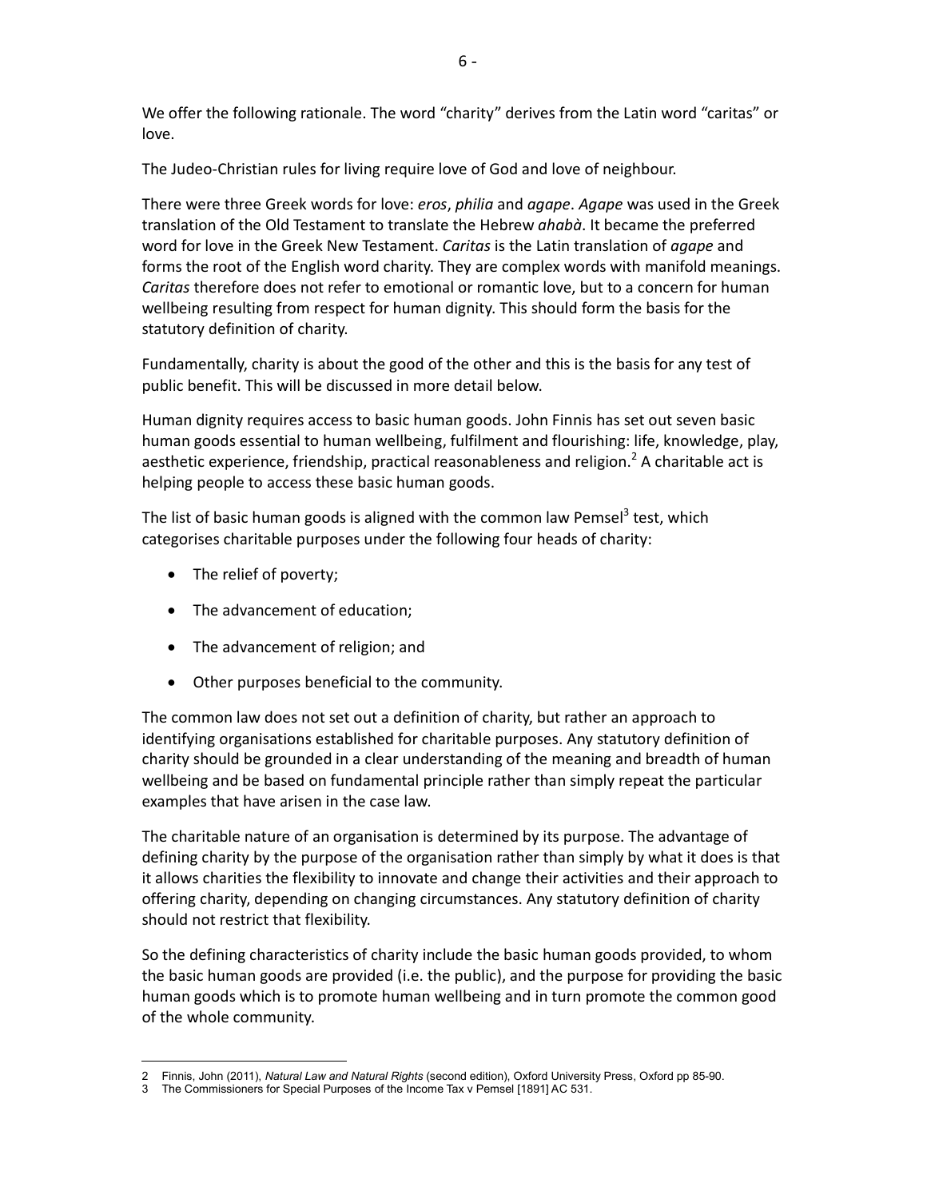We offer the following rationale. The word “charity” derives from the Latin word “caritas” or love.

The Judeo-Christian rules for living require love of God and love of neighbour.

There were three Greek words for love: *eros*, *philia* and *agape*. *Agape* was used in the Greek translation of the Old Testament to translate the Hebrew *ahabà*. It became the preferred word for love in the Greek New Testament. *Caritas* is the Latin translation of *agape* and forms the root of the English word charity. They are complex words with manifold meanings. *Caritas* therefore does not refer to emotional or romantic love, but to a concern for human wellbeing resulting from respect for human dignity. This should form the basis for the statutory definition of charity.

Fundamentally, charity is about the good of the other and this is the basis for any test of public benefit. This will be discussed in more detail below.

Human dignity requires access to basic human goods. John Finnis has set out seven basic human goods essential to human wellbeing, fulfilment and flourishing: life, knowledge, play, aesthetic experience, friendship, practical reasonableness and religion.[2] A charitable act is helping people to access these basic human goods.

The list of basic human goods is aligned with the common law Pemsel[3] test, which categorises charitable purposes under the following four heads of charity:

- The relief of poverty;
- The advancement of education;
- The advancement of religion; and
- Other purposes beneficial to the community.

The common law does not set out a definition of charity, but rather an approach to identifying organisations established for charitable purposes. Any statutory definition of charity should be grounded in a clear understanding of the meaning and breadth of human wellbeing and be based on fundamental principle rather than simply repeat the particular examples that have arisen in the case law.

The charitable nature of an organisation is determined by its purpose. The advantage of defining charity by the purpose of the organisation rather than simply by what it does is that it allows charities the flexibility to innovate and change their activities and their approach to offering charity, depending on changing circumstances. Any statutory definition of charity should not restrict that flexibility.

So the defining characteristics of charity include the basic human goods provided, to whom the basic human goods are provided (i.e. the public), and the purpose for providing the basic human goods which is to promote human wellbeing and in turn promote the common good of the whole community.

---

2 Finnis, John (2011), *Natural Law and Natural Rights* (second edition), Oxford University Press, Oxford pp 85-90.

3 The Commissioners for Special Purposes of the Income Tax v Pemsel [1891] AC 531.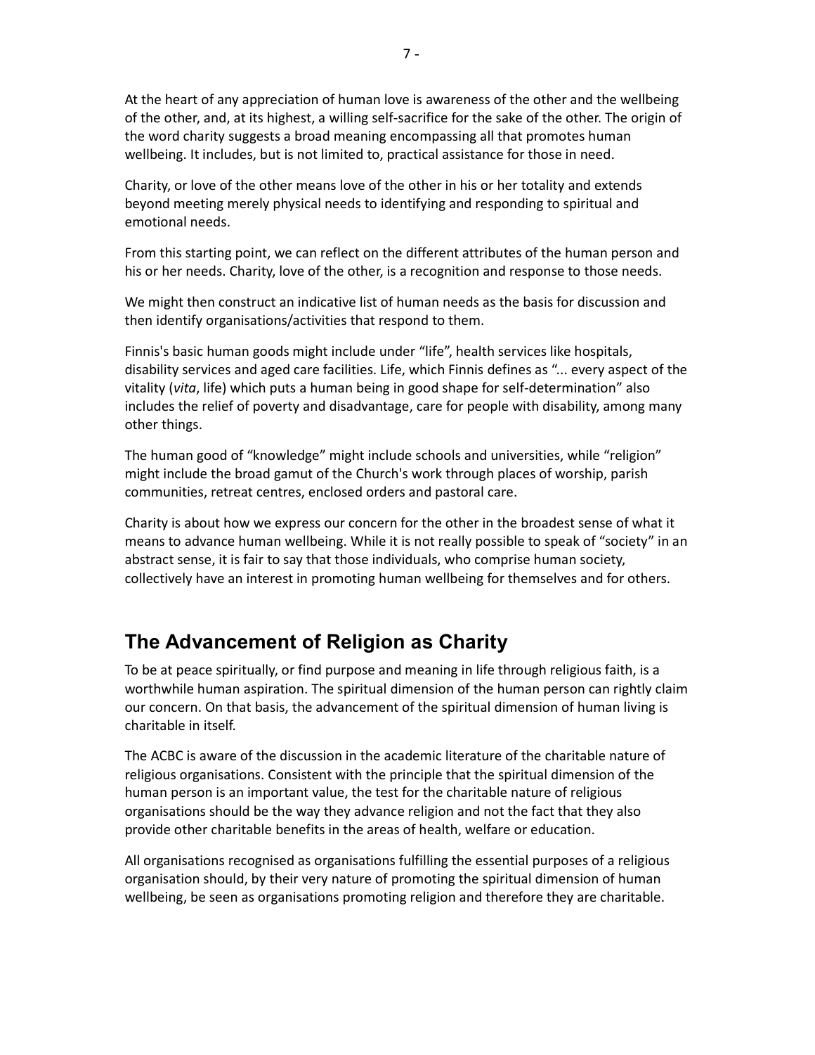At the heart of any appreciation of human love is awareness of the other and the wellbeing of the other, and, at its highest, a willing self-sacrifice for the sake of the other. The origin of the word charity suggests a broad meaning encompassing all that promotes human wellbeing. It includes, but is not limited to, practical assistance for those in need.

Charity, or love of the other means love of the other in his or her totality and extends beyond meeting merely physical needs to identifying and responding to spiritual and emotional needs.

From this starting point, we can reflect on the different attributes of the human person and his or her needs. Charity, love of the other, is a recognition and response to those needs.

We might then construct an indicative list of human needs as the basis for discussion and then identify organisations/activities that respond to them.

Finnis's basic human goods might include under "life", health services like hospitals, disability services and aged care facilities. Life, which Finnis defines as "... every aspect of the vitality (*vita*, life) which puts a human being in good shape for self-determination" also includes the relief of poverty and disadvantage, care for people with disability, among many other things.

The human good of "knowledge" might include schools and universities, while "religion" might include the broad gamut of the Church's work through places of worship, parish communities, retreat centres, enclosed orders and pastoral care.

Charity is about how we express our concern for the other in the broadest sense of what it means to advance human wellbeing. While it is not really possible to speak of "society" in an abstract sense, it is fair to say that those individuals, who comprise human society, collectively have an interest in promoting human wellbeing for themselves and for others.

## The Advancement of Religion as Charity

To be at peace spiritually, or find purpose and meaning in life through religious faith, is a worthwhile human aspiration. The spiritual dimension of the human person can rightly claim our concern. On that basis, the advancement of the spiritual dimension of human living is charitable in itself.

The ACBC is aware of the discussion in the academic literature of the charitable nature of religious organisations. Consistent with the principle that the spiritual dimension of the human person is an important value, the test for the charitable nature of religious organisations should be the way they advance religion and not the fact that they also provide other charitable benefits in the areas of health, welfare or education.

All organisations recognised as organisations fulfilling the essential purposes of a religious organisation should, by their very nature of promoting the spiritual dimension of human wellbeing, be seen as organisations promoting religion and therefore they are charitable.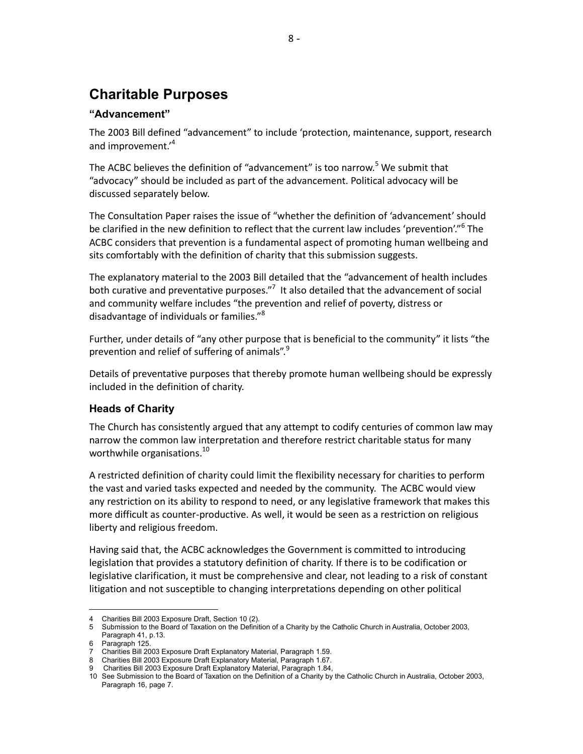# Charitable Purposes

## "Advancement"

The 2003 Bill defined "advancement" to include 'protection, maintenance, support, research and improvement.'[4]

The ACBC believes the definition of "advancement" is too narrow.[5] We submit that "advocacy" should be included as part of the advancement. Political advocacy will be discussed separately below.

The Consultation Paper raises the issue of "whether the definition of 'advancement' should be clarified in the new definition to reflect that the current law includes 'prevention'."[6] The ACBC considers that prevention is a fundamental aspect of promoting human wellbeing and sits comfortably with the definition of charity that this submission suggests.

The explanatory material to the 2003 Bill detailed that the "advancement of health includes both curative and preventative purposes."[7] It also detailed that the advancement of social and community welfare includes "the prevention and relief of poverty, distress or disadvantage of individuals or families."[8]

Further, under details of "any other purpose that is beneficial to the community" it lists "the prevention and relief of suffering of animals".[9]

Details of preventative purposes that thereby promote human wellbeing should be expressly included in the definition of charity.

## Heads of Charity

The Church has consistently argued that any attempt to codify centuries of common law may narrow the common law interpretation and therefore restrict charitable status for many worthwhile organisations.[10]

A restricted definition of charity could limit the flexibility necessary for charities to perform the vast and varied tasks expected and needed by the community. The ACBC would view any restriction on its ability to respond to need, or any legislative framework that makes this more difficult as counter-productive. As well, it would be seen as a restriction on religious liberty and religious freedom.

Having said that, the ACBC acknowledges the Government is committed to introducing legislation that provides a statutory definition of charity. If there is to be codification or legislative clarification, it must be comprehensive and clear, not leading to a risk of constant litigation and not susceptible to changing interpretations depending on other political

---

4 Charities Bill 2003 Exposure Draft, Section 10 (2).
5 Submission to the Board of Taxation on the Definition of a Charity by the Catholic Church in Australia, October 2003, Paragraph 41, p.13.
6 Paragraph 125.
7 Charities Bill 2003 Exposure Draft Explanatory Material, Paragraph 1.59.
8 Charities Bill 2003 Exposure Draft Explanatory Material, Paragraph 1.67.
9 Charities Bill 2003 Exposure Draft Explanatory Material, Paragraph 1.84,
10 See Submission to the Board of Taxation on the Definition of a Charity by the Catholic Church in Australia, October 2003, Paragraph 16, page 7.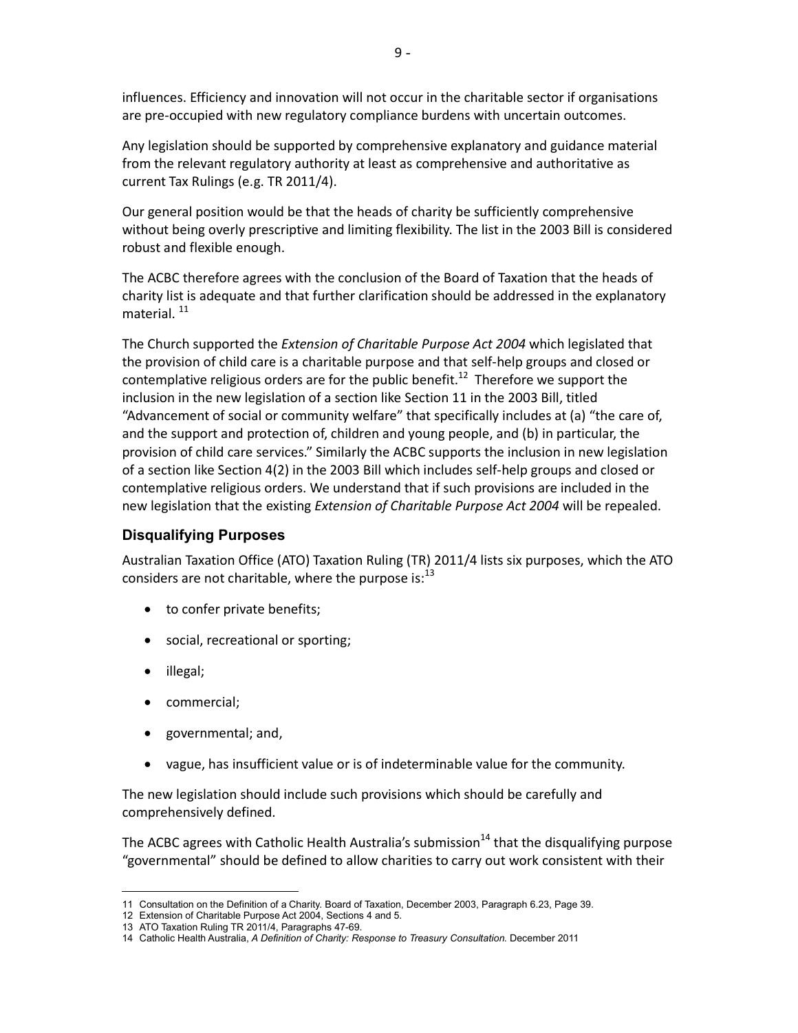influences. Efficiency and innovation will not occur in the charitable sector if organisations are pre-occupied with new regulatory compliance burdens with uncertain outcomes.

Any legislation should be supported by comprehensive explanatory and guidance material from the relevant regulatory authority at least as comprehensive and authoritative as current Tax Rulings (e.g. TR 2011/4).

Our general position would be that the heads of charity be sufficiently comprehensive without being overly prescriptive and limiting flexibility. The list in the 2003 Bill is considered robust and flexible enough.

The ACBC therefore agrees with the conclusion of the Board of Taxation that the heads of charity list is adequate and that further clarification should be addressed in the explanatory material. [11]

The Church supported the *Extension of Charitable Purpose Act 2004* which legislated that the provision of child care is a charitable purpose and that self-help groups and closed or contemplative religious orders are for the public benefit.[12] Therefore we support the inclusion in the new legislation of a section like Section 11 in the 2003 Bill, titled "Advancement of social or community welfare" that specifically includes at (a) "the care of, and the support and protection of, children and young people, and (b) in particular, the provision of child care services." Similarly the ACBC supports the inclusion in new legislation of a section like Section 4(2) in the 2003 Bill which includes self-help groups and closed or contemplative religious orders. We understand that if such provisions are included in the new legislation that the existing *Extension of Charitable Purpose Act 2004* will be repealed.

### Disqualifying Purposes

Australian Taxation Office (ATO) Taxation Ruling (TR) 2011/4 lists six purposes, which the ATO considers are not charitable, where the purpose is:[13]

- to confer private benefits;
- social, recreational or sporting;
- illegal;
- commercial;
- governmental; and,
- vague, has insufficient value or is of indeterminable value for the community.

The new legislation should include such provisions which should be carefully and comprehensively defined.

The ACBC agrees with Catholic Health Australia's submission[14] that the disqualifying purpose "governmental" should be defined to allow charities to carry out work consistent with their

---

11 Consultation on the Definition of a Charity. Board of Taxation, December 2003, Paragraph 6.23, Page 39.

12 Extension of Charitable Purpose Act 2004, Sections 4 and 5.

13 ATO Taxation Ruling TR 2011/4, Paragraphs 47-69.

14 Catholic Health Australia, *A Definition of Charity: Response to Treasury Consultation.* December 2011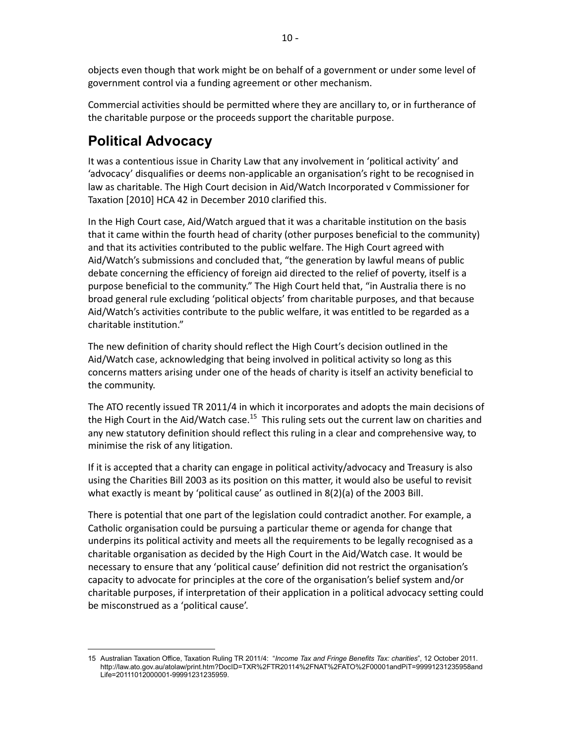objects even though that work might be on behalf of a government or under some level of government control via a funding agreement or other mechanism.

Commercial activities should be permitted where they are ancillary to, or in furtherance of the charitable purpose or the proceeds support the charitable purpose.

## Political Advocacy

It was a contentious issue in Charity Law that any involvement in 'political activity' and 'advocacy' disqualifies or deems non-applicable an organisation's right to be recognised in law as charitable. The High Court decision in Aid/Watch Incorporated v Commissioner for Taxation [2010] HCA 42 in December 2010 clarified this.

In the High Court case, Aid/Watch argued that it was a charitable institution on the basis that it came within the fourth head of charity (other purposes beneficial to the community) and that its activities contributed to the public welfare. The High Court agreed with Aid/Watch's submissions and concluded that, "the generation by lawful means of public debate concerning the efficiency of foreign aid directed to the relief of poverty, itself is a purpose beneficial to the community." The High Court held that, "in Australia there is no broad general rule excluding 'political objects' from charitable purposes, and that because Aid/Watch's activities contribute to the public welfare, it was entitled to be regarded as a charitable institution."

The new definition of charity should reflect the High Court's decision outlined in the Aid/Watch case, acknowledging that being involved in political activity so long as this concerns matters arising under one of the heads of charity is itself an activity beneficial to the community.

The ATO recently issued TR 2011/4 in which it incorporates and adopts the main decisions of the High Court in the Aid/Watch case.[15] This ruling sets out the current law on charities and any new statutory definition should reflect this ruling in a clear and comprehensive way, to minimise the risk of any litigation.

If it is accepted that a charity can engage in political activity/advocacy and Treasury is also using the Charities Bill 2003 as its position on this matter, it would also be useful to revisit what exactly is meant by 'political cause' as outlined in 8(2)(a) of the 2003 Bill.

There is potential that one part of the legislation could contradict another. For example, a Catholic organisation could be pursuing a particular theme or agenda for change that underpins its political activity and meets all the requirements to be legally recognised as a charitable organisation as decided by the High Court in the Aid/Watch case. It would be necessary to ensure that any 'political cause' definition did not restrict the organisation's capacity to advocate for principles at the core of the organisation's belief system and/or charitable purposes, if interpretation of their application in a political advocacy setting could be misconstrued as a 'political cause'.

---

15 Australian Taxation Office, Taxation Ruling TR 2011/4: "*Income Tax and Fringe Benefits Tax: charities*", 12 October 2011. http://law.ato.gov.au/atolaw/print.htm?DocID=TXR%2FTR20114%2FNAT%2FATO%2F00001andPiT=99991231235958andLife=20111012000001-99991231235959.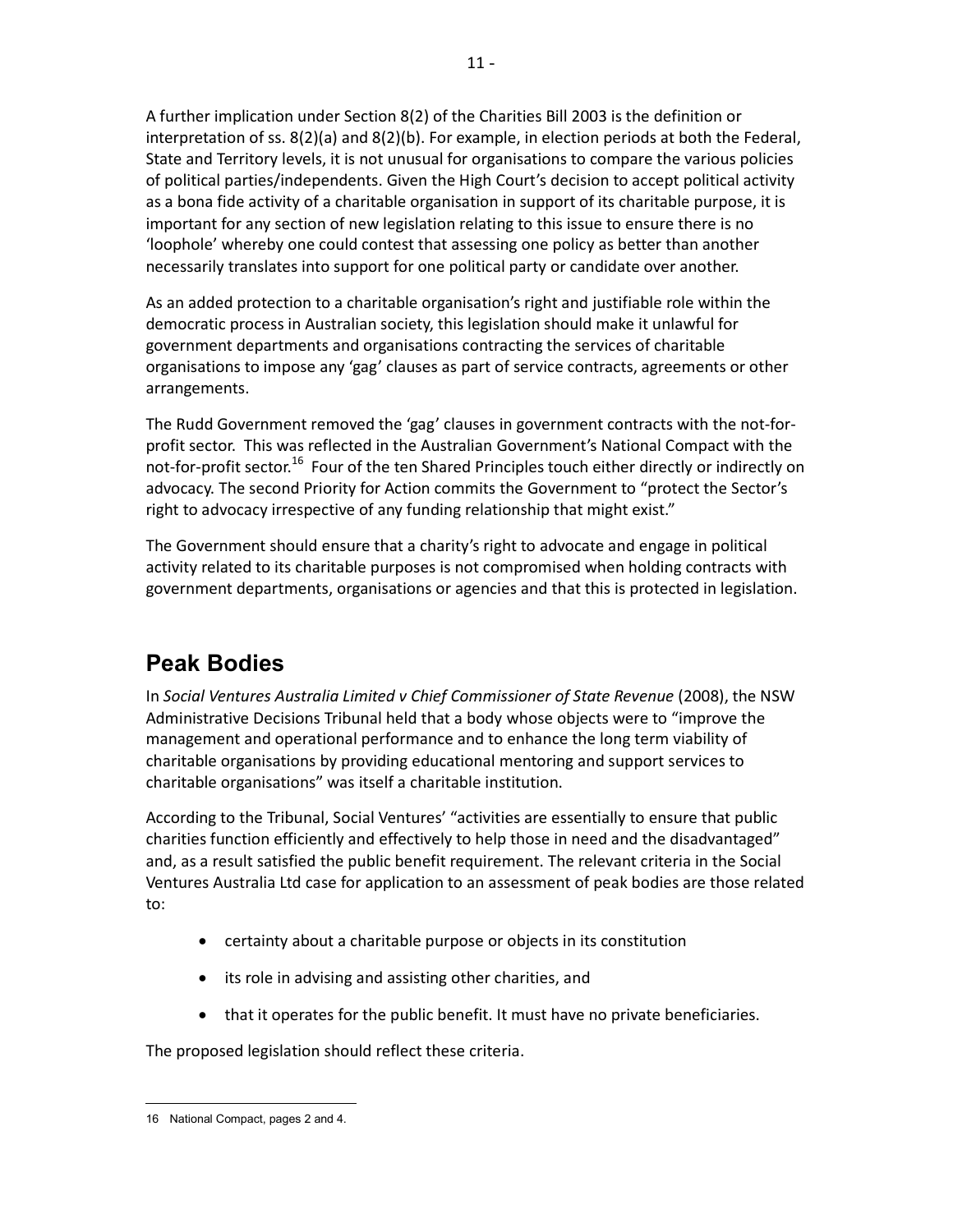A further implication under Section 8(2) of the Charities Bill 2003 is the definition or interpretation of ss. 8(2)(a) and 8(2)(b). For example, in election periods at both the Federal, State and Territory levels, it is not unusual for organisations to compare the various policies of political parties/independents. Given the High Court's decision to accept political activity as a bona fide activity of a charitable organisation in support of its charitable purpose, it is important for any section of new legislation relating to this issue to ensure there is no 'loophole' whereby one could contest that assessing one policy as better than another necessarily translates into support for one political party or candidate over another.

As an added protection to a charitable organisation's right and justifiable role within the democratic process in Australian society, this legislation should make it unlawful for government departments and organisations contracting the services of charitable organisations to impose any 'gag' clauses as part of service contracts, agreements or other arrangements.

The Rudd Government removed the 'gag' clauses in government contracts with the not-for-profit sector. This was reflected in the Australian Government's National Compact with the not-for-profit sector.[16] Four of the ten Shared Principles touch either directly or indirectly on advocacy. The second Priority for Action commits the Government to "protect the Sector's right to advocacy irrespective of any funding relationship that might exist."

The Government should ensure that a charity's right to advocate and engage in political activity related to its charitable purposes is not compromised when holding contracts with government departments, organisations or agencies and that this is protected in legislation.

## Peak Bodies

In *Social Ventures Australia Limited v Chief Commissioner of State Revenue* (2008), the NSW Administrative Decisions Tribunal held that a body whose objects were to "improve the management and operational performance and to enhance the long term viability of charitable organisations by providing educational mentoring and support services to charitable organisations" was itself a charitable institution.

According to the Tribunal, Social Ventures' "activities are essentially to ensure that public charities function efficiently and effectively to help those in need and the disadvantaged" and, as a result satisfied the public benefit requirement. The relevant criteria in the Social Ventures Australia Ltd case for application to an assessment of peak bodies are those related to:

- certainty about a charitable purpose or objects in its constitution
- its role in advising and assisting other charities, and
- that it operates for the public benefit. It must have no private beneficiaries.

The proposed legislation should reflect these criteria.

16 National Compact, pages 2 and 4.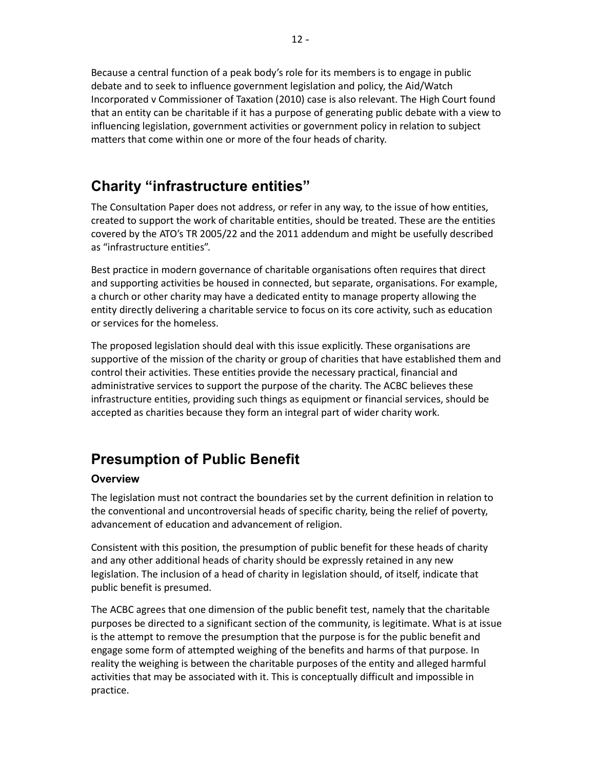Because a central function of a peak body's role for its members is to engage in public debate and to seek to influence government legislation and policy, the Aid/Watch Incorporated v Commissioner of Taxation (2010) case is also relevant. The High Court found that an entity can be charitable if it has a purpose of generating public debate with a view to influencing legislation, government activities or government policy in relation to subject matters that come within one or more of the four heads of charity.

## Charity "infrastructure entities"

The Consultation Paper does not address, or refer in any way, to the issue of how entities, created to support the work of charitable entities, should be treated. These are the entities covered by the ATO's TR 2005/22 and the 2011 addendum and might be usefully described as "infrastructure entities".

Best practice in modern governance of charitable organisations often requires that direct and supporting activities be housed in connected, but separate, organisations. For example, a church or other charity may have a dedicated entity to manage property allowing the entity directly delivering a charitable service to focus on its core activity, such as education or services for the homeless.

The proposed legislation should deal with this issue explicitly. These organisations are supportive of the mission of the charity or group of charities that have established them and control their activities. These entities provide the necessary practical, financial and administrative services to support the purpose of the charity. The ACBC believes these infrastructure entities, providing such things as equipment or financial services, should be accepted as charities because they form an integral part of wider charity work.

## Presumption of Public Benefit

### Overview

The legislation must not contract the boundaries set by the current definition in relation to the conventional and uncontroversial heads of specific charity, being the relief of poverty, advancement of education and advancement of religion.

Consistent with this position, the presumption of public benefit for these heads of charity and any other additional heads of charity should be expressly retained in any new legislation. The inclusion of a head of charity in legislation should, of itself, indicate that public benefit is presumed.

The ACBC agrees that one dimension of the public benefit test, namely that the charitable purposes be directed to a significant section of the community, is legitimate. What is at issue is the attempt to remove the presumption that the purpose is for the public benefit and engage some form of attempted weighing of the benefits and harms of that purpose. In reality the weighing is between the charitable purposes of the entity and alleged harmful activities that may be associated with it. This is conceptually difficult and impossible in practice.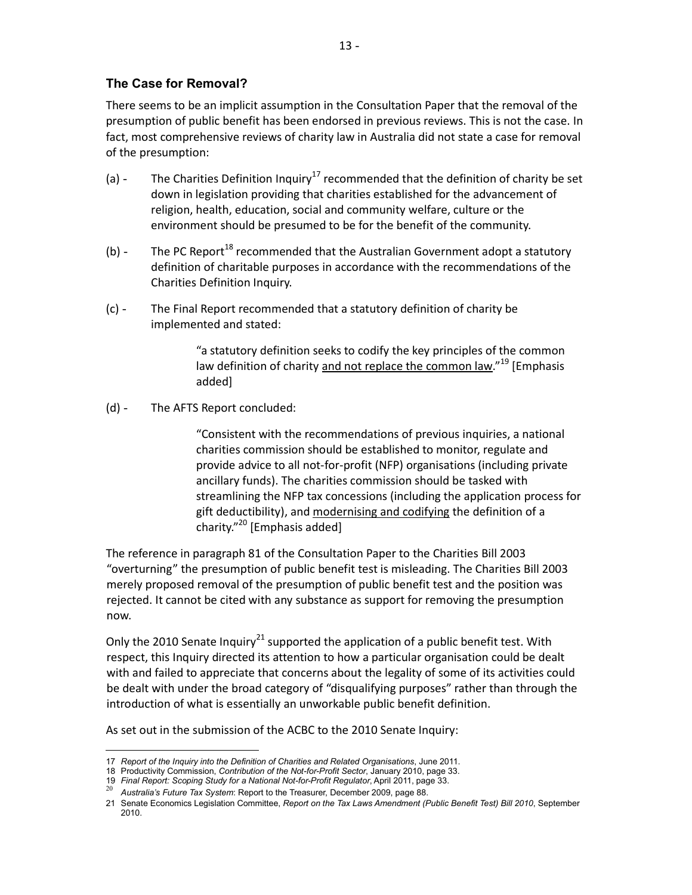## The Case for Removal?

There seems to be an implicit assumption in the Consultation Paper that the removal of the presumption of public benefit has been endorsed in previous reviews. This is not the case. In fact, most comprehensive reviews of charity law in Australia did not state a case for removal of the presumption:

(a) - The Charities Definition Inquiry[17] recommended that the definition of charity be set down in legislation providing that charities established for the advancement of religion, health, education, social and community welfare, culture or the environment should be presumed to be for the benefit of the community.

(b) - The PC Report[18] recommended that the Australian Government adopt a statutory definition of charitable purposes in accordance with the recommendations of the Charities Definition Inquiry.

(c) - The Final Report recommended that a statutory definition of charity be implemented and stated:

> "a statutory definition seeks to codify the key principles of the common law definition of charity <u>and not replace the common law</u>."[19] [Emphasis added]

(d) - The AFTS Report concluded:

> "Consistent with the recommendations of previous inquiries, a national charities commission should be established to monitor, regulate and provide advice to all not-for-profit (NFP) organisations (including private ancillary funds). The charities commission should be tasked with streamlining the NFP tax concessions (including the application process for gift deductibility), and <u>modernising and codifying</u> the definition of a charity."[20] [Emphasis added]

The reference in paragraph 81 of the Consultation Paper to the Charities Bill 2003 "overturning" the presumption of public benefit test is misleading. The Charities Bill 2003 merely proposed removal of the presumption of public benefit test and the position was rejected. It cannot be cited with any substance as support for removing the presumption now.

Only the 2010 Senate Inquiry[21] supported the application of a public benefit test. With respect, this Inquiry directed its attention to how a particular organisation could be dealt with and failed to appreciate that concerns about the legality of some of its activities could be dealt with under the broad category of "disqualifying purposes" rather than through the introduction of what is essentially an unworkable public benefit definition.

As set out in the submission of the ACBC to the 2010 Senate Inquiry:

---

17 *Report of the Inquiry into the Definition of Charities and Related Organisations*, June 2011.

18 Productivity Commission, *Contribution of the Not-for-Profit Sector*, January 2010, page 33.

19 *Final Report: Scoping Study for a National Not-for-Profit Regulator*, April 2011, page 33.

20 *Australia's Future Tax System*: Report to the Treasurer, December 2009, page 88.

21 Senate Economics Legislation Committee, *Report on the Tax Laws Amendment (Public Benefit Test) Bill 2010*, September 2010.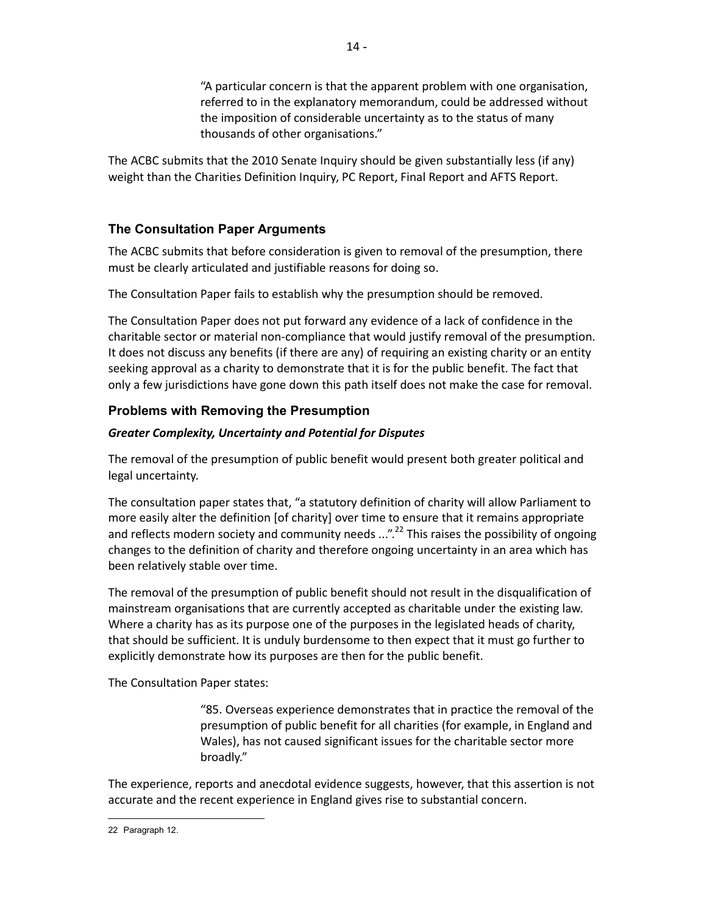> "A particular concern is that the apparent problem with one organisation, referred to in the explanatory memorandum, could be addressed without the imposition of considerable uncertainty as to the status of many thousands of other organisations."

The ACBC submits that the 2010 Senate Inquiry should be given substantially less (if any) weight than the Charities Definition Inquiry, PC Report, Final Report and AFTS Report.

## The Consultation Paper Arguments

The ACBC submits that before consideration is given to removal of the presumption, there must be clearly articulated and justifiable reasons for doing so.

The Consultation Paper fails to establish why the presumption should be removed.

The Consultation Paper does not put forward any evidence of a lack of confidence in the charitable sector or material non-compliance that would justify removal of the presumption. It does not discuss any benefits (if there are any) of requiring an existing charity or an entity seeking approval as a charity to demonstrate that it is for the public benefit. The fact that only a few jurisdictions have gone down this path itself does not make the case for removal.

## Problems with Removing the Presumption

### *Greater Complexity, Uncertainty and Potential for Disputes*

The removal of the presumption of public benefit would present both greater political and legal uncertainty.

The consultation paper states that, "a statutory definition of charity will allow Parliament to more easily alter the definition [of charity] over time to ensure that it remains appropriate and reflects modern society and community needs ...".[22] This raises the possibility of ongoing changes to the definition of charity and therefore ongoing uncertainty in an area which has been relatively stable over time.

The removal of the presumption of public benefit should not result in the disqualification of mainstream organisations that are currently accepted as charitable under the existing law. Where a charity has as its purpose one of the purposes in the legislated heads of charity, that should be sufficient. It is unduly burdensome to then expect that it must go further to explicitly demonstrate how its purposes are then for the public benefit.

The Consultation Paper states:

> "85. Overseas experience demonstrates that in practice the removal of the presumption of public benefit for all charities (for example, in England and Wales), has not caused significant issues for the charitable sector more broadly."

The experience, reports and anecdotal evidence suggests, however, that this assertion is not accurate and the recent experience in England gives rise to substantial concern.

---

22 Paragraph 12.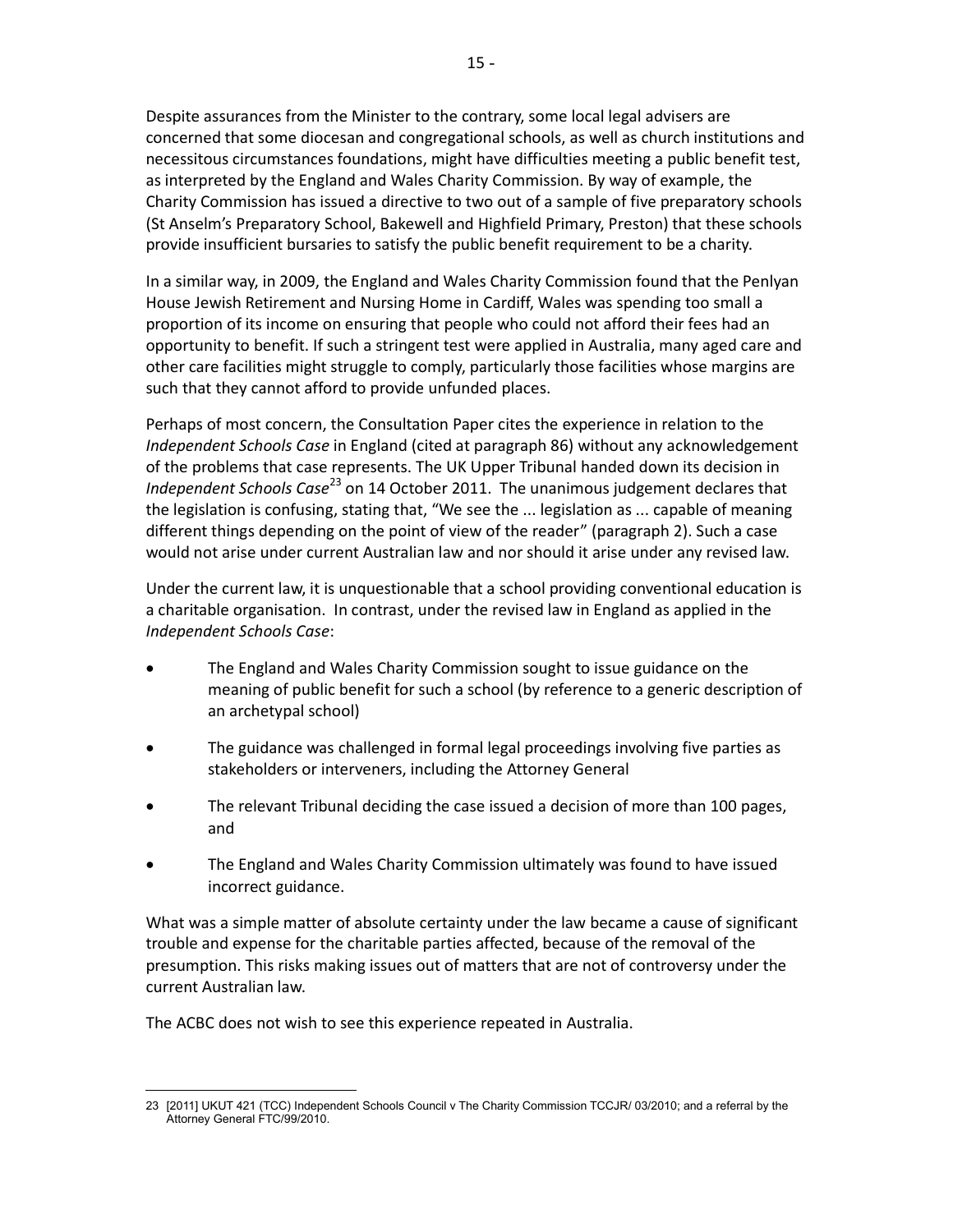Despite assurances from the Minister to the contrary, some local legal advisers are concerned that some diocesan and congregational schools, as well as church institutions and necessitous circumstances foundations, might have difficulties meeting a public benefit test, as interpreted by the England and Wales Charity Commission. By way of example, the Charity Commission has issued a directive to two out of a sample of five preparatory schools (St Anselm's Preparatory School, Bakewell and Highfield Primary, Preston) that these schools provide insufficient bursaries to satisfy the public benefit requirement to be a charity.

In a similar way, in 2009, the England and Wales Charity Commission found that the Penlyan House Jewish Retirement and Nursing Home in Cardiff, Wales was spending too small a proportion of its income on ensuring that people who could not afford their fees had an opportunity to benefit. If such a stringent test were applied in Australia, many aged care and other care facilities might struggle to comply, particularly those facilities whose margins are such that they cannot afford to provide unfunded places.

Perhaps of most concern, the Consultation Paper cites the experience in relation to the *Independent Schools Case* in England (cited at paragraph 86) without any acknowledgement of the problems that case represents. The UK Upper Tribunal handed down its decision in *Independent Schools Case*[23] on 14 October 2011. The unanimous judgement declares that the legislation is confusing, stating that, "We see the ... legislation as ... capable of meaning different things depending on the point of view of the reader" (paragraph 2). Such a case would not arise under current Australian law and nor should it arise under any revised law.

Under the current law, it is unquestionable that a school providing conventional education is a charitable organisation. In contrast, under the revised law in England as applied in the *Independent Schools Case*:

- The England and Wales Charity Commission sought to issue guidance on the meaning of public benefit for such a school (by reference to a generic description of an archetypal school)
- The guidance was challenged in formal legal proceedings involving five parties as stakeholders or interveners, including the Attorney General
- The relevant Tribunal deciding the case issued a decision of more than 100 pages, and
- The England and Wales Charity Commission ultimately was found to have issued incorrect guidance.

What was a simple matter of absolute certainty under the law became a cause of significant trouble and expense for the charitable parties affected, because of the removal of the presumption. This risks making issues out of matters that are not of controversy under the current Australian law.

The ACBC does not wish to see this experience repeated in Australia.

---

23 [2011] UKUT 421 (TCC) Independent Schools Council v The Charity Commission TCCJR/ 03/2010; and a referral by the Attorney General FTC/99/2010.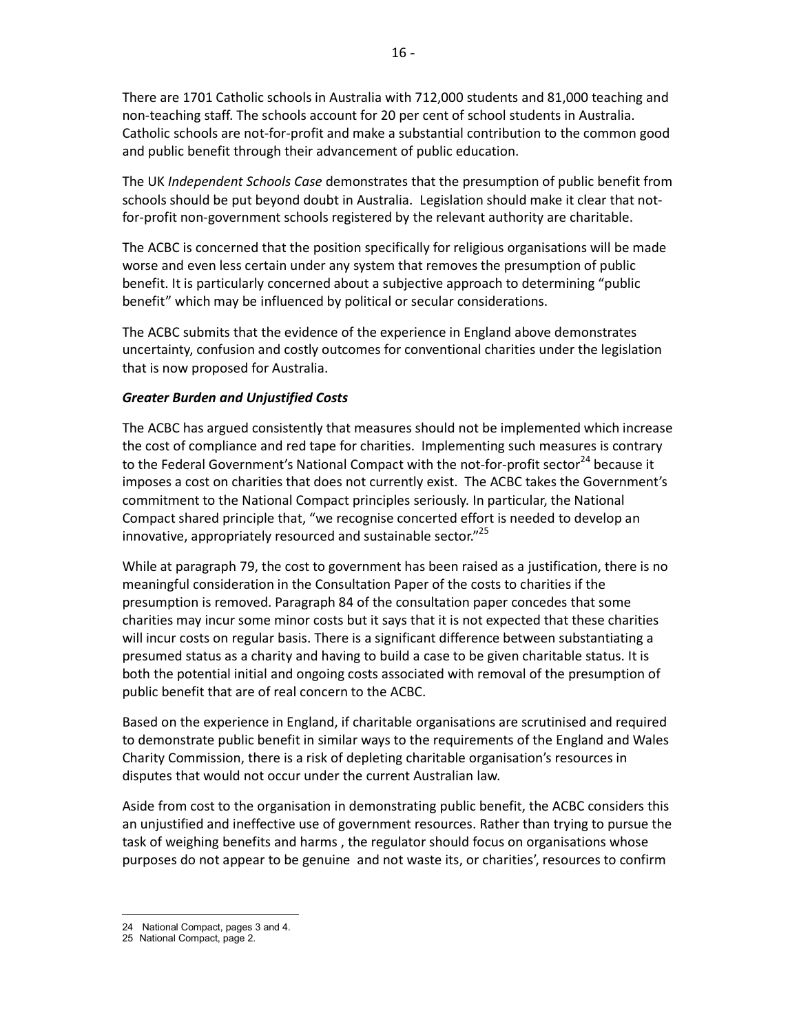There are 1701 Catholic schools in Australia with 712,000 students and 81,000 teaching and non-teaching staff. The schools account for 20 per cent of school students in Australia. Catholic schools are not-for-profit and make a substantial contribution to the common good and public benefit through their advancement of public education.

The UK *Independent Schools Case* demonstrates that the presumption of public benefit from schools should be put beyond doubt in Australia. Legislation should make it clear that not-for-profit non-government schools registered by the relevant authority are charitable.

The ACBC is concerned that the position specifically for religious organisations will be made worse and even less certain under any system that removes the presumption of public benefit. It is particularly concerned about a subjective approach to determining "public benefit" which may be influenced by political or secular considerations.

The ACBC submits that the evidence of the experience in England above demonstrates uncertainty, confusion and costly outcomes for conventional charities under the legislation that is now proposed for Australia.

***Greater Burden and Unjustified Costs***

The ACBC has argued consistently that measures should not be implemented which increase the cost of compliance and red tape for charities. Implementing such measures is contrary to the Federal Government's National Compact with the not-for-profit sector[24] because it imposes a cost on charities that does not currently exist. The ACBC takes the Government's commitment to the National Compact principles seriously. In particular, the National Compact shared principle that, "we recognise concerted effort is needed to develop an innovative, appropriately resourced and sustainable sector."[25]

While at paragraph 79, the cost to government has been raised as a justification, there is no meaningful consideration in the Consultation Paper of the costs to charities if the presumption is removed. Paragraph 84 of the consultation paper concedes that some charities may incur some minor costs but it says that it is not expected that these charities will incur costs on regular basis. There is a significant difference between substantiating a presumed status as a charity and having to build a case to be given charitable status. It is both the potential initial and ongoing costs associated with removal of the presumption of public benefit that are of real concern to the ACBC.

Based on the experience in England, if charitable organisations are scrutinised and required to demonstrate public benefit in similar ways to the requirements of the England and Wales Charity Commission, there is a risk of depleting charitable organisation's resources in disputes that would not occur under the current Australian law.

Aside from cost to the organisation in demonstrating public benefit, the ACBC considers this an unjustified and ineffective use of government resources. Rather than trying to pursue the task of weighing benefits and harms , the regulator should focus on organisations whose purposes do not appear to be genuine and not waste its, or charities', resources to confirm

---

24 National Compact, pages 3 and 4.

25 National Compact, page 2.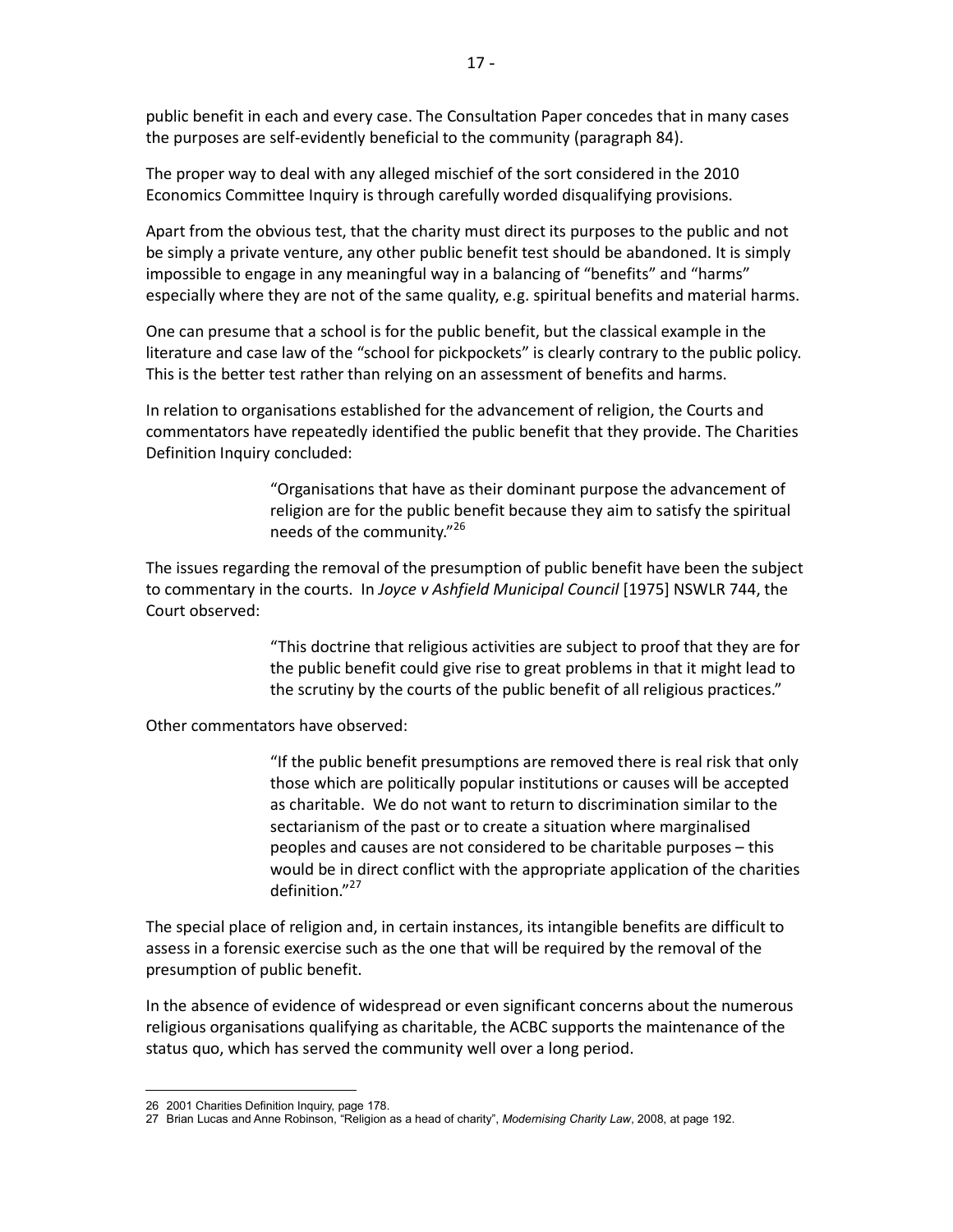public benefit in each and every case. The Consultation Paper concedes that in many cases the purposes are self-evidently beneficial to the community (paragraph 84).

The proper way to deal with any alleged mischief of the sort considered in the 2010 Economics Committee Inquiry is through carefully worded disqualifying provisions.

Apart from the obvious test, that the charity must direct its purposes to the public and not be simply a private venture, any other public benefit test should be abandoned. It is simply impossible to engage in any meaningful way in a balancing of "benefits" and "harms" especially where they are not of the same quality, e.g. spiritual benefits and material harms.

One can presume that a school is for the public benefit, but the classical example in the literature and case law of the "school for pickpockets" is clearly contrary to the public policy. This is the better test rather than relying on an assessment of benefits and harms.

In relation to organisations established for the advancement of religion, the Courts and commentators have repeatedly identified the public benefit that they provide. The Charities Definition Inquiry concluded:

> "Organisations that have as their dominant purpose the advancement of religion are for the public benefit because they aim to satisfy the spiritual needs of the community."[26]

The issues regarding the removal of the presumption of public benefit have been the subject to commentary in the courts. In *Joyce v Ashfield Municipal Council* [1975] NSWLR 744, the Court observed:

> "This doctrine that religious activities are subject to proof that they are for the public benefit could give rise to great problems in that it might lead to the scrutiny by the courts of the public benefit of all religious practices."

Other commentators have observed:

> "If the public benefit presumptions are removed there is real risk that only those which are politically popular institutions or causes will be accepted as charitable. We do not want to return to discrimination similar to the sectarianism of the past or to create a situation where marginalised peoples and causes are not considered to be charitable purposes – this would be in direct conflict with the appropriate application of the charities definition."[27]

The special place of religion and, in certain instances, its intangible benefits are difficult to assess in a forensic exercise such as the one that will be required by the removal of the presumption of public benefit.

In the absence of evidence of widespread or even significant concerns about the numerous religious organisations qualifying as charitable, the ACBC supports the maintenance of the status quo, which has served the community well over a long period.

---

26 2001 Charities Definition Inquiry, page 178.

27 Brian Lucas and Anne Robinson, "Religion as a head of charity", *Modernising Charity Law*, 2008, at page 192.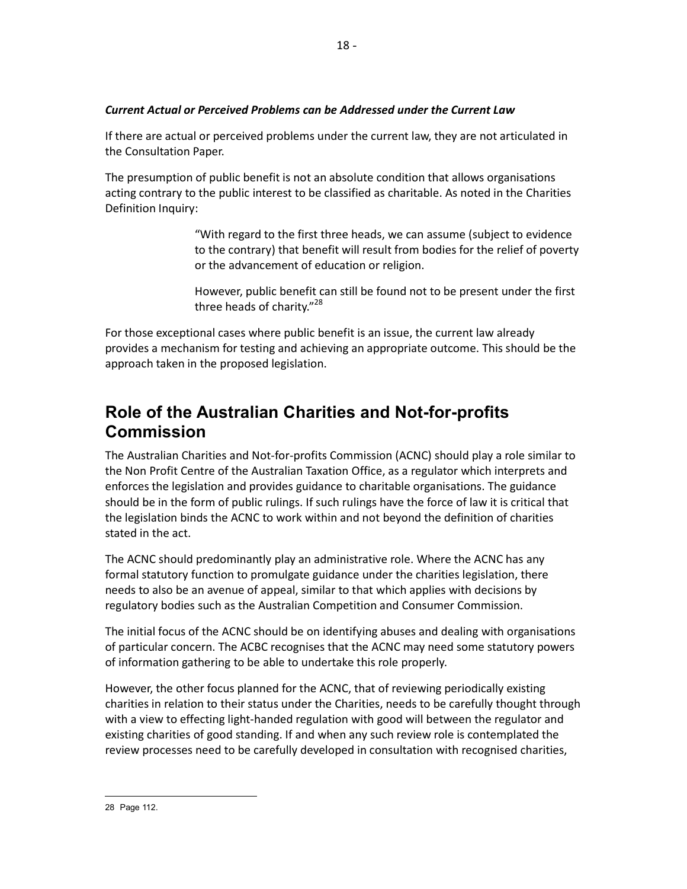***Current Actual or Perceived Problems can be Addressed under the Current Law***

If there are actual or perceived problems under the current law, they are not articulated in the Consultation Paper.

The presumption of public benefit is not an absolute condition that allows organisations acting contrary to the public interest to be classified as charitable. As noted in the Charities Definition Inquiry:

> "With regard to the first three heads, we can assume (subject to evidence to the contrary) that benefit will result from bodies for the relief of poverty or the advancement of education or religion.
>
> However, public benefit can still be found not to be present under the first three heads of charity."[28]

For those exceptional cases where public benefit is an issue, the current law already provides a mechanism for testing and achieving an appropriate outcome. This should be the approach taken in the proposed legislation.

## Role of the Australian Charities and Not-for-profits Commission

The Australian Charities and Not-for-profits Commission (ACNC) should play a role similar to the Non Profit Centre of the Australian Taxation Office, as a regulator which interprets and enforces the legislation and provides guidance to charitable organisations. The guidance should be in the form of public rulings. If such rulings have the force of law it is critical that the legislation binds the ACNC to work within and not beyond the definition of charities stated in the act.

The ACNC should predominantly play an administrative role. Where the ACNC has any formal statutory function to promulgate guidance under the charities legislation, there needs to also be an avenue of appeal, similar to that which applies with decisions by regulatory bodies such as the Australian Competition and Consumer Commission.

The initial focus of the ACNC should be on identifying abuses and dealing with organisations of particular concern. The ACBC recognises that the ACNC may need some statutory powers of information gathering to be able to undertake this role properly.

However, the other focus planned for the ACNC, that of reviewing periodically existing charities in relation to their status under the Charities, needs to be carefully thought through with a view to effecting light-handed regulation with good will between the regulator and existing charities of good standing. If and when any such review role is contemplated the review processes need to be carefully developed in consultation with recognised charities,

---

28 Page 112.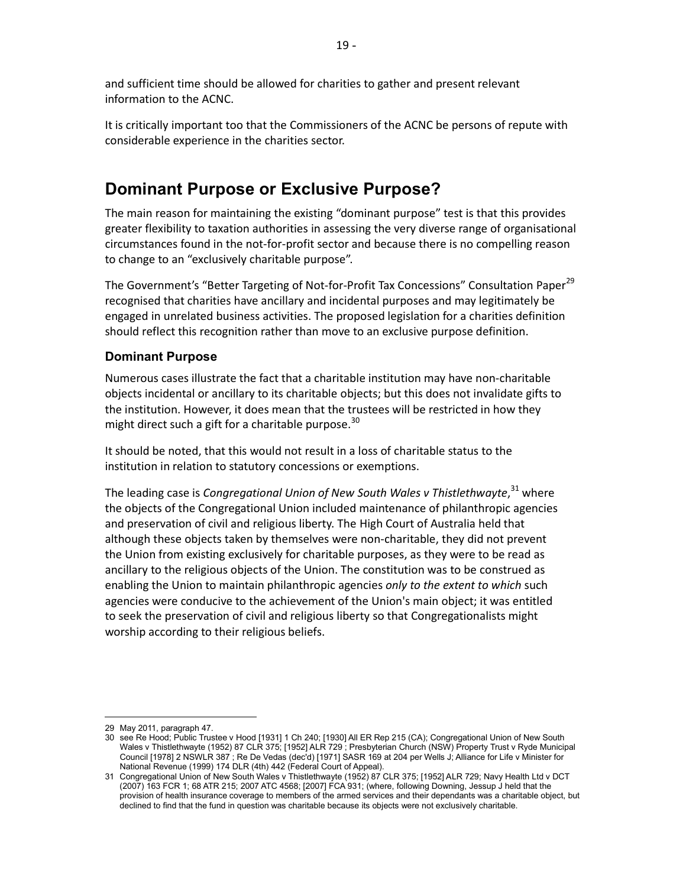and sufficient time should be allowed for charities to gather and present relevant information to the ACNC.

It is critically important too that the Commissioners of the ACNC be persons of repute with considerable experience in the charities sector.

# Dominant Purpose or Exclusive Purpose?

The main reason for maintaining the existing "dominant purpose" test is that this provides greater flexibility to taxation authorities in assessing the very diverse range of organisational circumstances found in the not-for-profit sector and because there is no compelling reason to change to an "exclusively charitable purpose".

The Government's "Better Targeting of Not-for-Profit Tax Concessions" Consultation Paper[29] recognised that charities have ancillary and incidental purposes and may legitimately be engaged in unrelated business activities. The proposed legislation for a charities definition should reflect this recognition rather than move to an exclusive purpose definition.

## Dominant Purpose

Numerous cases illustrate the fact that a charitable institution may have non-charitable objects incidental or ancillary to its charitable objects; but this does not invalidate gifts to the institution. However, it does mean that the trustees will be restricted in how they might direct such a gift for a charitable purpose.[30]

It should be noted, that this would not result in a loss of charitable status to the institution in relation to statutory concessions or exemptions.

The leading case is *Congregational Union of New South Wales v Thistlethwayte*,[31] where the objects of the Congregational Union included maintenance of philanthropic agencies and preservation of civil and religious liberty. The High Court of Australia held that although these objects taken by themselves were non-charitable, they did not prevent the Union from existing exclusively for charitable purposes, as they were to be read as ancillary to the religious objects of the Union. The constitution was to be construed as enabling the Union to maintain philanthropic agencies *only to the extent to which* such agencies were conducive to the achievement of the Union's main object; it was entitled to seek the preservation of civil and religious liberty so that Congregationalists might worship according to their religious beliefs.

---

29 May 2011, paragraph 47.

30 see Re Hood; Public Trustee v Hood [1931] 1 Ch 240; [1930] All ER Rep 215 (CA); Congregational Union of New South Wales v Thistlethwayte (1952) 87 CLR 375; [1952] ALR 729 ; Presbyterian Church (NSW) Property Trust v Ryde Municipal Council [1978] 2 NSWLR 387 ; Re De Vedas (dec'd) [1971] SASR 169 at 204 per Wells J; Alliance for Life v Minister for National Revenue (1999) 174 DLR (4th) 442 (Federal Court of Appeal).

31 Congregational Union of New South Wales v Thistlethwayte (1952) 87 CLR 375; [1952] ALR 729; Navy Health Ltd v DCT (2007) 163 FCR 1; 68 ATR 215; 2007 ATC 4568; [2007] FCA 931; (where, following Downing, Jessup J held that the provision of health insurance coverage to members of the armed services and their dependants was a charitable object, but declined to find that the fund in question was charitable because its objects were not exclusively charitable.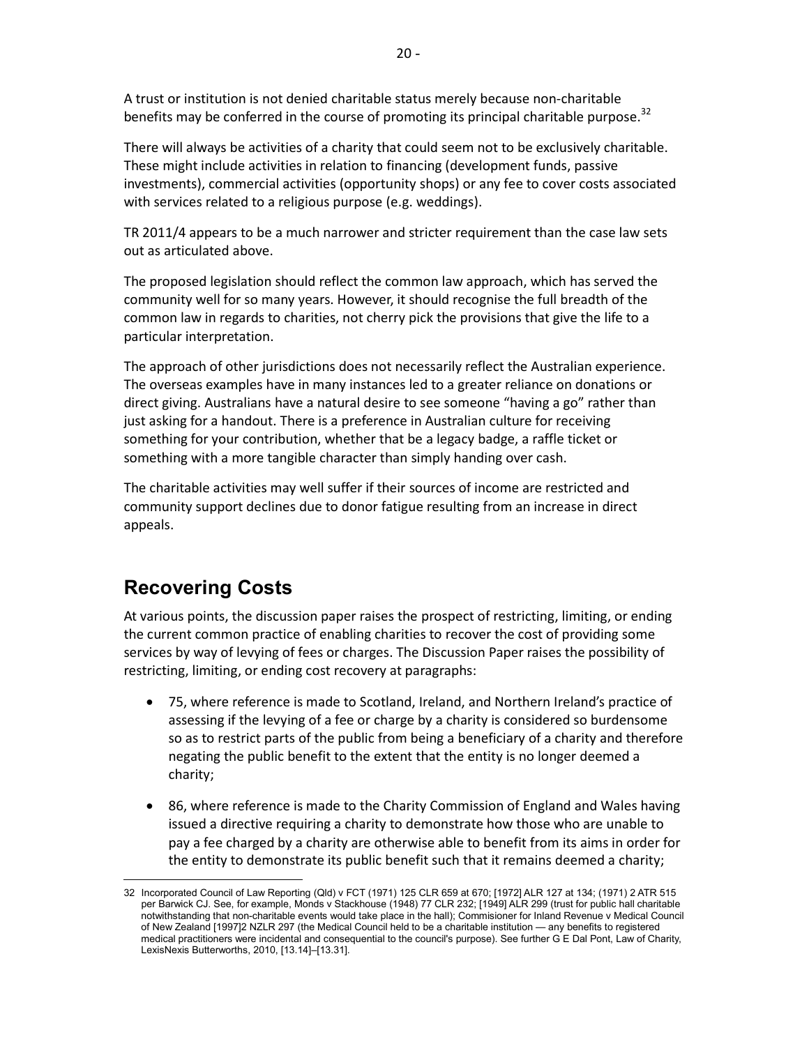A trust or institution is not denied charitable status merely because non-charitable benefits may be conferred in the course of promoting its principal charitable purpose.[32]

There will always be activities of a charity that could seem not to be exclusively charitable. These might include activities in relation to financing (development funds, passive investments), commercial activities (opportunity shops) or any fee to cover costs associated with services related to a religious purpose (e.g. weddings).

TR 2011/4 appears to be a much narrower and stricter requirement than the case law sets out as articulated above.

The proposed legislation should reflect the common law approach, which has served the community well for so many years. However, it should recognise the full breadth of the common law in regards to charities, not cherry pick the provisions that give the life to a particular interpretation.

The approach of other jurisdictions does not necessarily reflect the Australian experience. The overseas examples have in many instances led to a greater reliance on donations or direct giving. Australians have a natural desire to see someone "having a go" rather than just asking for a handout. There is a preference in Australian culture for receiving something for your contribution, whether that be a legacy badge, a raffle ticket or something with a more tangible character than simply handing over cash.

The charitable activities may well suffer if their sources of income are restricted and community support declines due to donor fatigue resulting from an increase in direct appeals.

## Recovering Costs

At various points, the discussion paper raises the prospect of restricting, limiting, or ending the current common practice of enabling charities to recover the cost of providing some services by way of levying of fees or charges. The Discussion Paper raises the possibility of restricting, limiting, or ending cost recovery at paragraphs:

- 75, where reference is made to Scotland, Ireland, and Northern Ireland's practice of assessing if the levying of a fee or charge by a charity is considered so burdensome so as to restrict parts of the public from being a beneficiary of a charity and therefore negating the public benefit to the extent that the entity is no longer deemed a charity;
- 86, where reference is made to the Charity Commission of England and Wales having issued a directive requiring a charity to demonstrate how those who are unable to pay a fee charged by a charity are otherwise able to benefit from its aims in order for the entity to demonstrate its public benefit such that it remains deemed a charity;

---

32 Incorporated Council of Law Reporting (Qld) v FCT (1971) 125 CLR 659 at 670; [1972] ALR 127 at 134; (1971) 2 ATR 515 per Barwick CJ. See, for example, Monds v Stackhouse (1948) 77 CLR 232; [1949] ALR 299 (trust for public hall charitable notwithstanding that non-charitable events would take place in the hall); Commisioner for Inland Revenue v Medical Council of New Zealand [1997]2 NZLR 297 (the Medical Council held to be a charitable institution — any benefits to registered medical practitioners were incidental and consequential to the council's purpose). See further G E Dal Pont, Law of Charity, LexisNexis Butterworths, 2010, [13.14]–[13.31].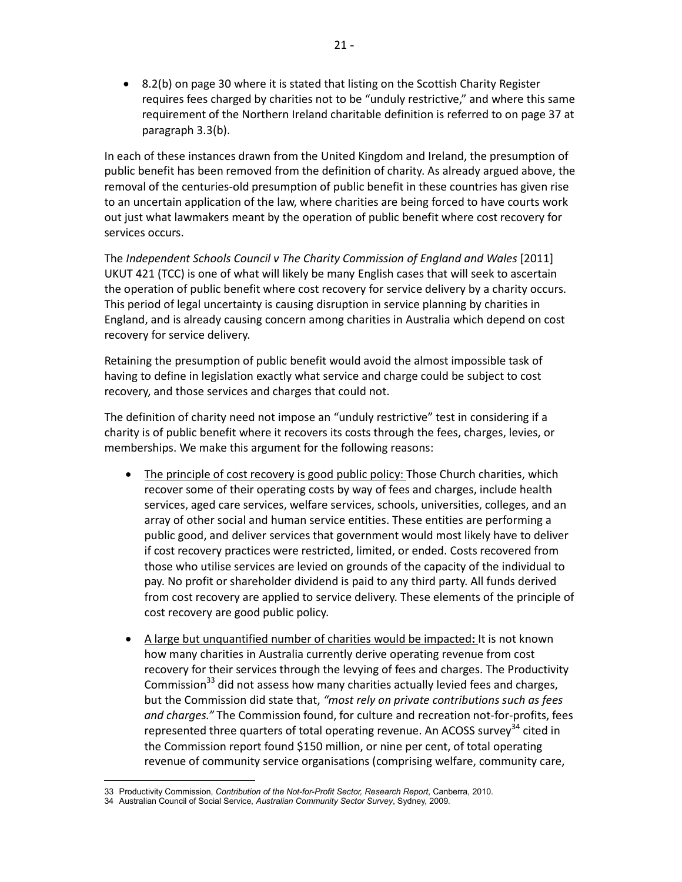- 8.2(b) on page 30 where it is stated that listing on the Scottish Charity Register requires fees charged by charities not to be "unduly restrictive," and where this same requirement of the Northern Ireland charitable definition is referred to on page 37 at paragraph 3.3(b).

In each of these instances drawn from the United Kingdom and Ireland, the presumption of public benefit has been removed from the definition of charity. As already argued above, the removal of the centuries-old presumption of public benefit in these countries has given rise to an uncertain application of the law, where charities are being forced to have courts work out just what lawmakers meant by the operation of public benefit where cost recovery for services occurs.

The *Independent Schools Council v The Charity Commission of England and Wales* [2011] UKUT 421 (TCC) is one of what will likely be many English cases that will seek to ascertain the operation of public benefit where cost recovery for service delivery by a charity occurs. This period of legal uncertainty is causing disruption in service planning by charities in England, and is already causing concern among charities in Australia which depend on cost recovery for service delivery.

Retaining the presumption of public benefit would avoid the almost impossible task of having to define in legislation exactly what service and charge could be subject to cost recovery, and those services and charges that could not.

The definition of charity need not impose an "unduly restrictive" test in considering if a charity is of public benefit where it recovers its costs through the fees, charges, levies, or memberships. We make this argument for the following reasons:

- The principle of cost recovery is good public policy: Those Church charities, which recover some of their operating costs by way of fees and charges, include health services, aged care services, welfare services, schools, universities, colleges, and an array of other social and human service entities. These entities are performing a public good, and deliver services that government would most likely have to deliver if cost recovery practices were restricted, limited, or ended. Costs recovered from those who utilise services are levied on grounds of the capacity of the individual to pay. No profit or shareholder dividend is paid to any third party. All funds derived from cost recovery are applied to service delivery. These elements of the principle of cost recovery are good public policy.

- A large but unquantified number of charities would be impacted**:** It is not known how many charities in Australia currently derive operating revenue from cost recovery for their services through the levying of fees and charges. The Productivity Commission[33] did not assess how many charities actually levied fees and charges, but the Commission did state that, *"most rely on private contributions such as fees and charges."* The Commission found, for culture and recreation not-for-profits, fees represented three quarters of total operating revenue. An ACOSS survey[34] cited in the Commission report found $150 million, or nine per cent, of total operating revenue of community service organisations (comprising welfare, community care,

33 Productivity Commission, *Contribution of the Not-for-Profit Sector, Research Report*, Canberra, 2010.

34 Australian Council of Social Service, *Australian Community Sector Survey*, Sydney, 2009.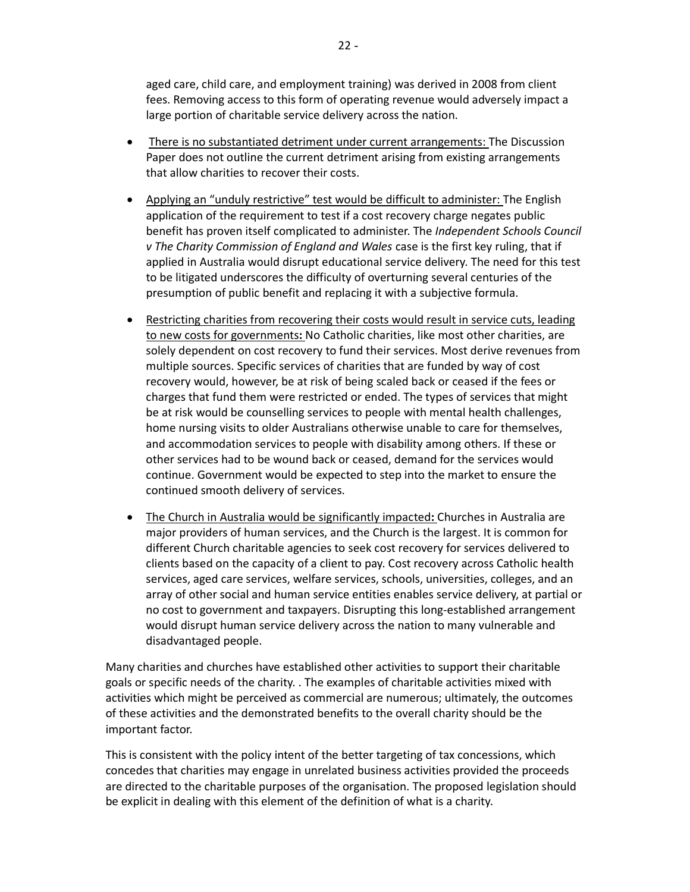aged care, child care, and employment training) was derived in 2008 from client fees. Removing access to this form of operating revenue would adversely impact a large portion of charitable service delivery across the nation.

- There is no substantiated detriment under current arrangements: The Discussion Paper does not outline the current detriment arising from existing arrangements that allow charities to recover their costs.

- Applying an "unduly restrictive" test would be difficult to administer: The English application of the requirement to test if a cost recovery charge negates public benefit has proven itself complicated to administer. The *Independent Schools Council v The Charity Commission of England and Wales* case is the first key ruling, that if applied in Australia would disrupt educational service delivery. The need for this test to be litigated underscores the difficulty of overturning several centuries of the presumption of public benefit and replacing it with a subjective formula.

- Restricting charities from recovering their costs would result in service cuts, leading to new costs for governments**:** No Catholic charities, like most other charities, are solely dependent on cost recovery to fund their services. Most derive revenues from multiple sources. Specific services of charities that are funded by way of cost recovery would, however, be at risk of being scaled back or ceased if the fees or charges that fund them were restricted or ended. The types of services that might be at risk would be counselling services to people with mental health challenges, home nursing visits to older Australians otherwise unable to care for themselves, and accommodation services to people with disability among others. If these or other services had to be wound back or ceased, demand for the services would continue. Government would be expected to step into the market to ensure the continued smooth delivery of services.

- The Church in Australia would be significantly impacted**:** Churches in Australia are major providers of human services, and the Church is the largest. It is common for different Church charitable agencies to seek cost recovery for services delivered to clients based on the capacity of a client to pay. Cost recovery across Catholic health services, aged care services, welfare services, schools, universities, colleges, and an array of other social and human service entities enables service delivery, at partial or no cost to government and taxpayers. Disrupting this long-established arrangement would disrupt human service delivery across the nation to many vulnerable and disadvantaged people.

Many charities and churches have established other activities to support their charitable goals or specific needs of the charity. . The examples of charitable activities mixed with activities which might be perceived as commercial are numerous; ultimately, the outcomes of these activities and the demonstrated benefits to the overall charity should be the important factor.

This is consistent with the policy intent of the better targeting of tax concessions, which concedes that charities may engage in unrelated business activities provided the proceeds are directed to the charitable purposes of the organisation. The proposed legislation should be explicit in dealing with this element of the definition of what is a charity.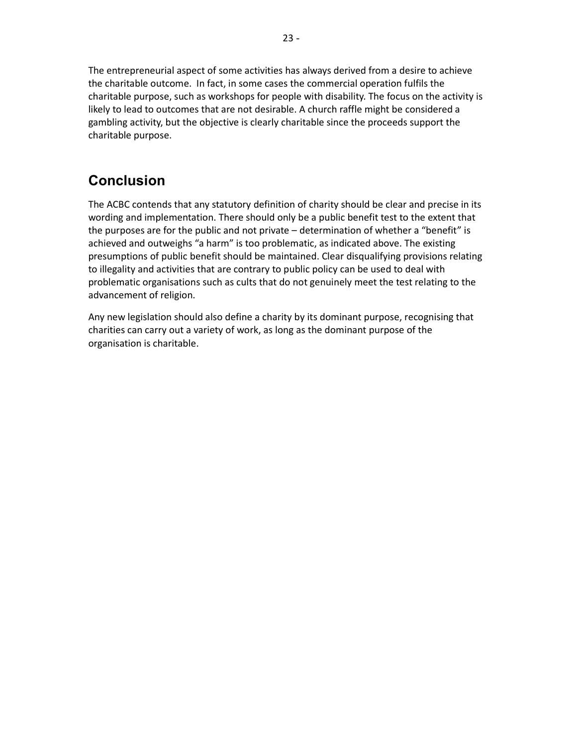The entrepreneurial aspect of some activities has always derived from a desire to achieve the charitable outcome. In fact, in some cases the commercial operation fulfils the charitable purpose, such as workshops for people with disability. The focus on the activity is likely to lead to outcomes that are not desirable. A church raffle might be considered a gambling activity, but the objective is clearly charitable since the proceeds support the charitable purpose.

## Conclusion

The ACBC contends that any statutory definition of charity should be clear and precise in its wording and implementation. There should only be a public benefit test to the extent that the purposes are for the public and not private – determination of whether a "benefit" is achieved and outweighs "a harm" is too problematic, as indicated above. The existing presumptions of public benefit should be maintained. Clear disqualifying provisions relating to illegality and activities that are contrary to public policy can be used to deal with problematic organisations such as cults that do not genuinely meet the test relating to the advancement of religion.

Any new legislation should also define a charity by its dominant purpose, recognising that charities can carry out a variety of work, as long as the dominant purpose of the organisation is charitable.